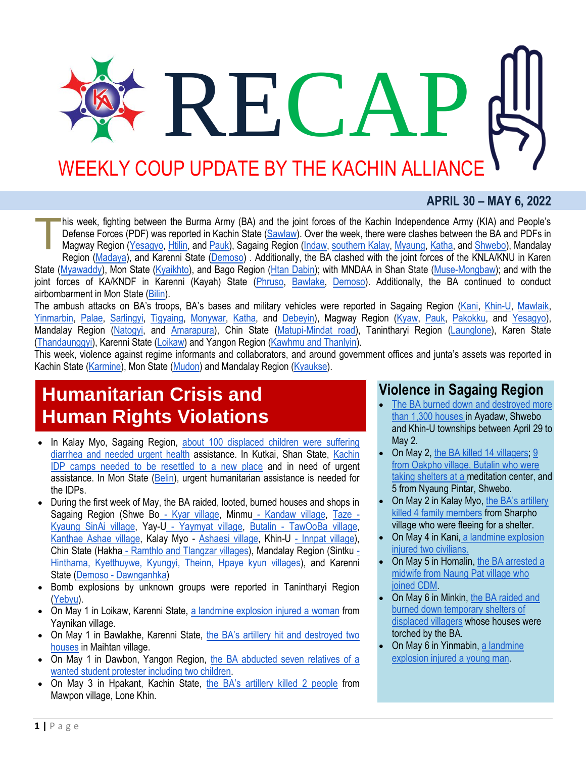# RECAP

## WEEKLY COUP UPDATE BY THE KACHIN ALLIANCE

**APRIL 30 – MAY 6, 2022**

This week, fighting between the Burma Army (BA) and the joint forces of the Kachin Independence Army (KIA) and People's Defense Forces (PDF) was reported in Kachin State (Sawlaw). Over the week, there were clashes between the BA and PDFs in Magway Region (Yesagyo, Htilin, and Pauk), Sagaing Region (Indaw, southern Kalay, Myaung, Katha, and Shwebo), Mandalay Region (Madaya), and Karenni State (Demoso) . Additionally, the BA clashed with the joint forces of the KNLA/KNU in Karen State (Myawaddy), Mon State (Kyaikhto), and Bago Region (Htan Dabin); with MNDAA in Shan State (Muse-Mongbaw); and with the joint forces of KA/KNDF in Karenni (Kayah) State (Phruso, Bawlake, Demoso). Additionally, the BA continued to conduct airbombarment in Mon State (Bilin).

The ambush attacks on BA's troops, BA's bases and military vehicles were reported in Sagaing Region (Kani, Khin-U, Mawlaik, Yinmarbin, Palae, Sarlingyi, Tigyaing, Monywar, Katha, and Debeyin), Magway Region (Kyaw, Pauk, Pakokku, and Yesagyo), Mandalay Region (Natogyi, and Amarapura), Chin State (Matupi-Mindat road), Tanintharyi Region (Launglone), Karen State (Thandaunggyi), Karenni State (Loikaw) and Yangon Region (Kawhmu and Thanlyin).

This week, violence against regime informants and collaborators, and around government offices and junta's assets was reported in Kachin State (Karmine), Mon State (Mudon) and Mandalay Region (Kyaukse).

## Humanitarian Crisis and Human Rights Violations

- In Kalay Myo, Sagaing Region, about 100 displaced children were suffering diarrhea and needed urgent health assistance. In Kutkai, Shan State, Kachin IDP camps needed to be resettled to a new place and in need of urgent assistance. In Mon State (Belin), urgent humanitarian assistance is needed for the IDPs.
- During the first week of May, the BA raided, looted, burned houses and shops in Sagaing Region (Shwe Bo - Kyar village, Minmu - Kandaw village, Taze - Kyaung SinAi village, Yay-U - Yaymyat village, Butalin - TawOoBa village, Kanthae Ashae village, Kalay Myo - Ashaesi village, Khin-U - Innpat village), Chin State (Hakha - Ramthlo and Tlangzar villages), Mandalay Region (Sintku - Hinthama, Kyetthuywe, Kyungyi, Theinn, Hpaye kyun villages), and Karenni State (Demoso - Dawnganhka)
- Bomb explosions by unknown groups were reported in Tanintharyi Region (Yebyu).
- On May 1 in Loikaw, Karenni State, a landmine explosion injured a woman from Yaynikan village.
- On May 1 in Bawlakhe, Karenni State, the BA's artillery hit and destroyed two houses in Maihtan village.
- On May 1 in Dawbon, Yangon Region, the BA abducted seven relatives of a wanted student protester including two children.
- On May 3 in Hpakant, Kachin State, the BA's artillery killed 2 people from Mawpon village, Lone Khin.

## Violence in Sagaing Region

- The BA burned down and destroyed more than 1,300 houses in Ayadaw, Shwebo and Khin-U townships between April 29 to May 2.
- On May 2, the BA killed 14 villagers; 9 from Oakpho village, Butalin who were taking shelters at a meditation center, and 5 from Nyaung Pintar, Shwebo.
- On May 2 in Kalay Myo, the BA's artillery killed 4 family members from Sharpho village who were fleeing for a shelter.
- On May 4 in Kani, a landmine explosion injured two civilians.
- On May 5 in Homalin, the BA arrested a midwife from Naung Pat village who joined CDM.
- On May 6 in Minkin, the BA raided and burned down temporary shelters of displaced villagers whose houses were torched by the BA.
- On May 6 in Yinmabin, a landmine explosion injured a young man.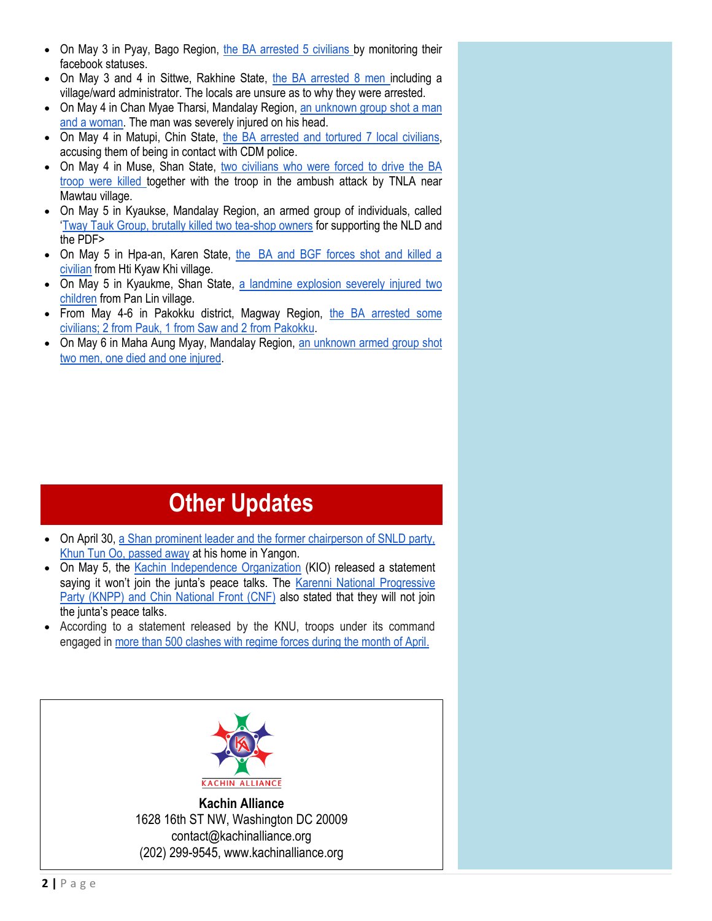- On May 3 in Pyay, Bago Region, the BA arrested 5 civilians by monitoring their facebook statuses.
- On May 3 and 4 in Sittwe, Rakhine State, the BA arrested 8 men including a village/ward administrator. The locals are unsure as to why they were arrested.
- On May 4 in Chan Myae Tharsi, Mandalay Region, an unknown group shot a man and a woman. The man was severely injured on his head.
- On May 4 in Matupi, Chin State, the BA arrested and tortured 7 local civilians, accusing them of being in contact with CDM police.
- On May 4 in Muse, Shan State, two civilians who were forced to drive the BA troop were killed together with the troop in the ambush attack by TNLA near Mawtau village.
- On May 5 in Kyaukse, Mandalay Region, an armed group of individuals, called 'Tway Tauk Group, brutally killed two tea-shop owners for supporting the NLD and the PDF>
- On May 5 in Hpa-an, Karen State, the BA and BGF forces shot and killed a civilian from Hti Kyaw Khi village.
- On May 5 in Kyaukme, Shan State, a landmine explosion severely injured two children from Pan Lin village.
- From May 4-6 in Pakokku district, Magway Region, the BA arrested some civilians; 2 from Pauk, 1 from Saw and 2 from Pakokku.
- On May 6 in Maha Aung Myay, Mandalay Region, an unknown armed group shot two men, one died and one injured.

## Other Updates

- On April 30, a Shan prominent leader and the former chairperson of SNLD party, Khun Tun Oo, passed away at his home in Yangon.
- On May 5, the Kachin Independence Organization (KIO) released a statement saying it won't join the junta's peace talks. The Karenni National Progressive Party (KNPP) and Chin National Front (CNF) also stated that they will not join the junta's peace talks.
- According to a statement released by the KNU, troops under its command engaged in more than 500 clashes with regime forces during the month of April.

KACHIN ALLIANCE

**Kachin Alliance**
1628 16th ST NW, Washington DC 20009
contact@kachinalliance.org
(202) 299-9545, www.kachinalliance.org